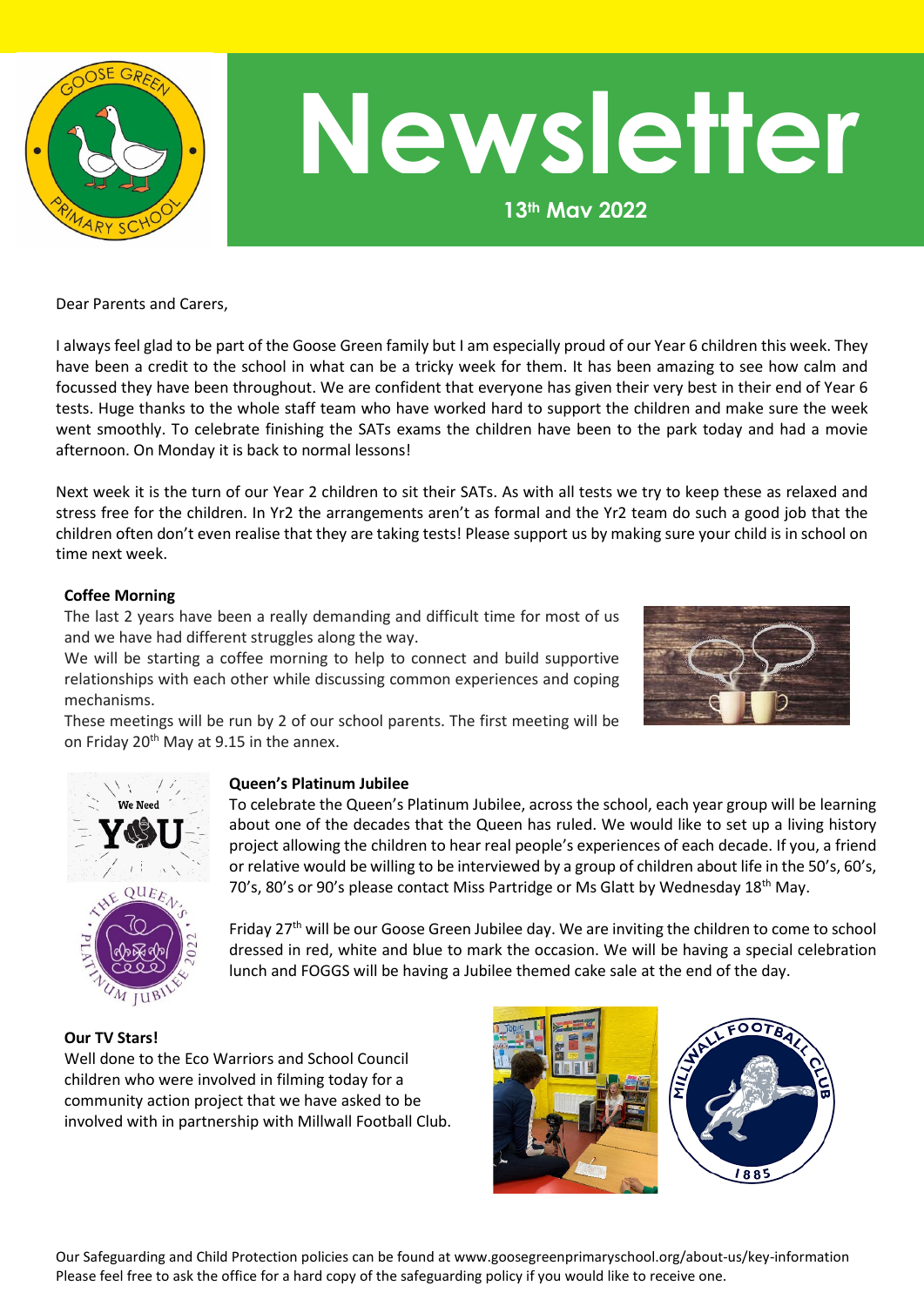# Newsletter

**13th May 2022**

Dear Parents and Carers,

I always feel glad to be part of the Goose Green family but I am especially proud of our Year 6 children this week. They have been a credit to the school in what can be a tricky week for them. It has been amazing to see how calm and focussed they have been throughout. We are confident that everyone has given their very best in their end of Year 6 tests. Huge thanks to the whole staff team who have worked hard to support the children and make sure the week went smoothly. To celebrate finishing the SATs exams the children have been to the park today and had a movie afternoon. On Monday it is back to normal lessons!

Next week it is the turn of our Year 2 children to sit their SATs. As with all tests we try to keep these as relaxed and stress free for the children. In Yr2 the arrangements aren't as formal and the Yr2 team do such a good job that the children often don't even realise that they are taking tests! Please support us by making sure your child is in school on time next week.

**Coffee Morning**

The last 2 years have been a really demanding and difficult time for most of us and we have had different struggles along the way.

We will be starting a coffee morning to help to connect and build supportive relationships with each other while discussing common experiences and coping mechanisms.

These meetings will be run by 2 of our school parents. The first meeting will be on Friday 20th May at 9.15 in the annex.

**Queen's Platinum Jubilee**

To celebrate the Queen's Platinum Jubilee, across the school, each year group will be learning about one of the decades that the Queen has ruled. We would like to set up a living history project allowing the children to hear real people's experiences of each decade. If you, a friend or relative would be willing to be interviewed by a group of children about life in the 50's, 60's, 70's, 80's or 90's please contact Miss Partridge or Ms Glatt by Wednesday 18th May.

Friday 27th will be our Goose Green Jubilee day. We are inviting the children to come to school dressed in red, white and blue to mark the occasion. We will be having a special celebration lunch and FOGGS will be having a Jubilee themed cake sale at the end of the day.

**Our TV Stars!**

Well done to the Eco Warriors and School Council children who were involved in filming today for a community action project that we have asked to be involved with in partnership with Millwall Football Club.

Our Safeguarding and Child Protection policies can be found at www.goosegreenprimaryschool.org/about-us/key-information
Please feel free to ask the office for a hard copy of the safeguarding policy if you would like to receive one.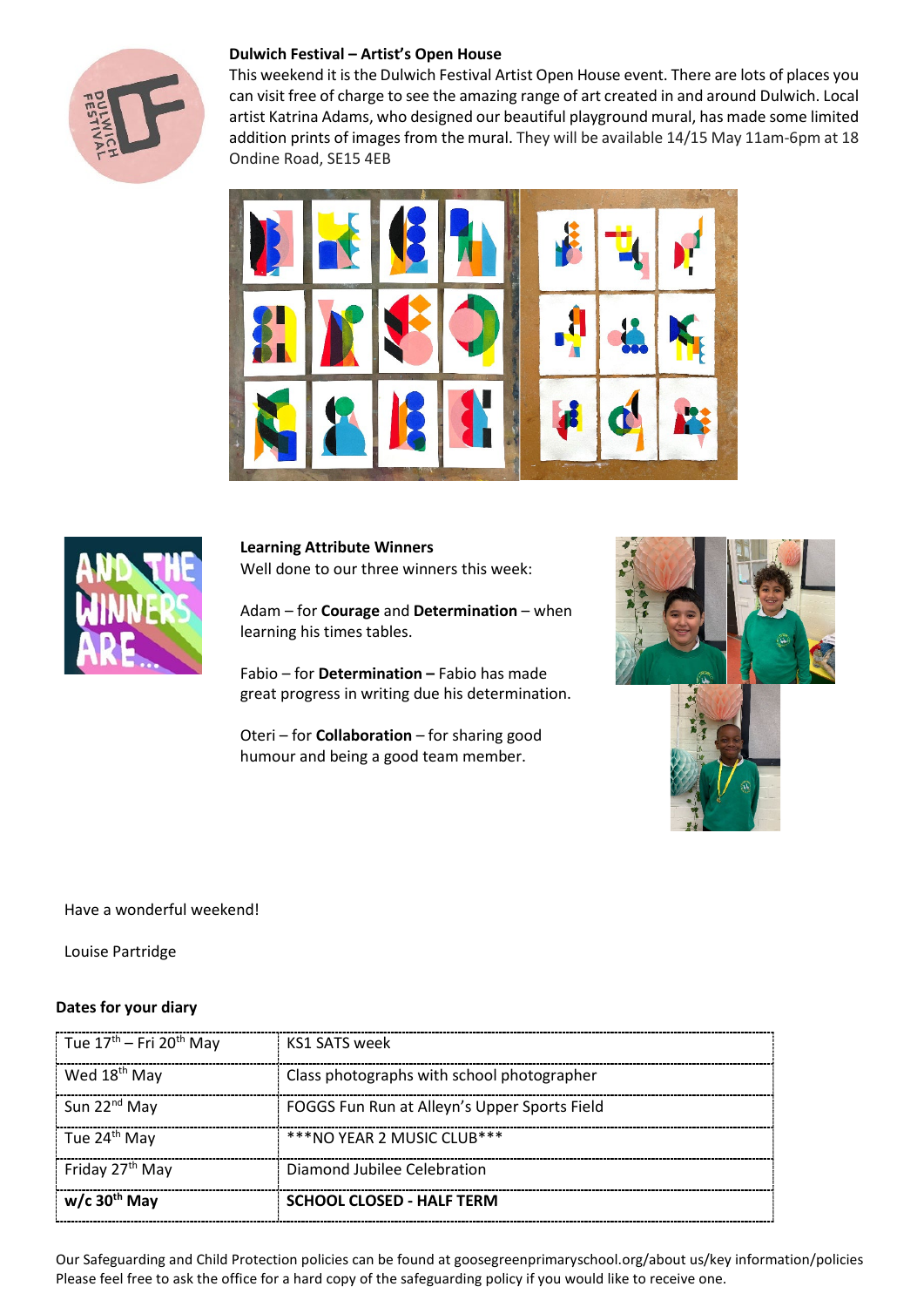### Dulwich Festival – Artist's Open House

This weekend it is the Dulwich Festival Artist Open House event. There are lots of places you can visit free of charge to see the amazing range of art created in and around Dulwich. Local artist Katrina Adams, who designed our beautiful playground mural, has made some limited addition prints of images from the mural. They will be available 14/15 May 11am-6pm at 18 Ondine Road, SE15 4EB

### Learning Attribute Winners

Well done to our three winners this week:

Adam – for **Courage** and **Determination** – when learning his times tables.

Fabio – for **Determination –** Fabio has made great progress in writing due his determination.

Oteri – for **Collaboration** – for sharing good humour and being a good team member.

Have a wonderful weekend!

Louise Partridge

### Dates for your diary

| Date | Event |
|---|---|
| Tue 17th – Fri 20th May | KS1 SATS week |
| Wed 18th May | Class photographs with school photographer |
| Sun 22nd May | FOGGS Fun Run at Alleyn's Upper Sports Field |
| Tue 24th May | ***NO YEAR 2 MUSIC CLUB*** |
| Friday 27th May | Diamond Jubilee Celebration |
| **w/c 30th May** | **SCHOOL CLOSED - HALF TERM** |

Our Safeguarding and Child Protection policies can be found at goosegreenprimaryschool.org/about us/key information/policies
Please feel free to ask the office for a hard copy of the safeguarding policy if you would like to receive one.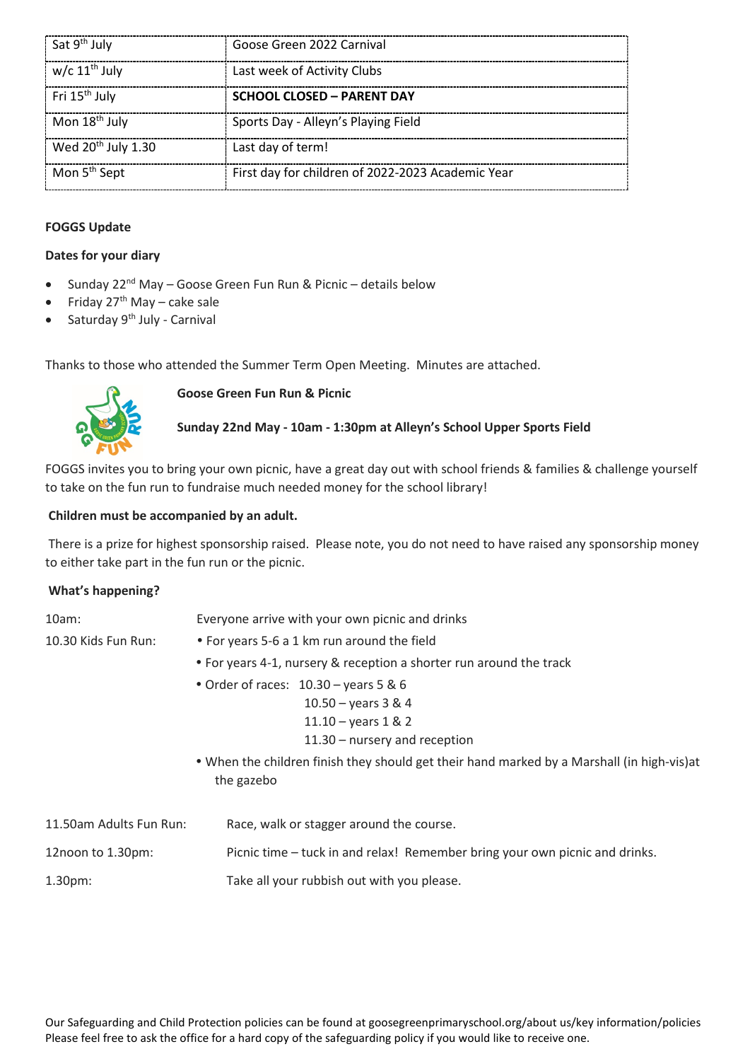| | |
|---|---|
| Sat 9th July | Goose Green 2022 Carnival |
| w/c 11th July | Last week of Activity Clubs |
| Fri 15th July | **SCHOOL CLOSED – PARENT DAY** |
| Mon 18th July | Sports Day - Alleyn's Playing Field |
| Wed 20th July 1.30 | Last day of term! |
| Mon 5th Sept | First day for children of 2022-2023 Academic Year |

**FOGGS Update**

**Dates for your diary**

- Sunday 22nd May – Goose Green Fun Run & Picnic – details below
- Friday 27th May – cake sale
- Saturday 9th July - Carnival

Thanks to those who attended the Summer Term Open Meeting. Minutes are attached.

**Goose Green Fun Run & Picnic**

**Sunday 22nd May - 10am - 1:30pm at Alleyn's School Upper Sports Field**

FOGGS invites you to bring your own picnic, have a great day out with school friends & families & challenge yourself to take on the fun run to fundraise much needed money for the school library!

**Children must be accompanied by an adult.**

There is a prize for highest sponsorship raised. Please note, you do not need to have raised any sponsorship money to either take part in the fun run or the picnic.

**What's happening?**

10am: Everyone arrive with your own picnic and drinks

10.30 Kids Fun Run:

- For years 5-6 a 1 km run around the field
- For years 4-1, nursery & reception a shorter run around the track
- Order of races: 10.30 – years 5 & 6
  10.50 – years 3 & 4
  11.10 – years 1 & 2
  11.30 – nursery and reception
- When the children finish they should get their hand marked by a Marshall (in high-vis)at the gazebo

11.50am Adults Fun Run: Race, walk or stagger around the course.

12noon to 1.30pm: Picnic time – tuck in and relax! Remember bring your own picnic and drinks.

1.30pm: Take all your rubbish out with you please.

Our Safeguarding and Child Protection policies can be found at goosegreenprimaryschool.org/about us/key information/policies
Please feel free to ask the office for a hard copy of the safeguarding policy if you would like to receive one.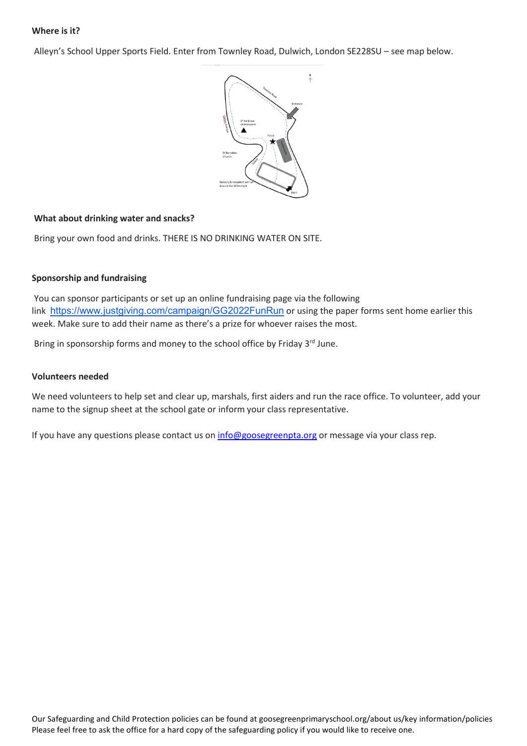**Where is it?**

Alleyn's School Upper Sports Field. Enter from Townley Road, Dulwich, London SE228SU – see map below.

Townley Road

Entrance

1st Aid & lost children point

Finish

St Barnabas Church

Nursery & reception will run around the 560m track

Start

**What about drinking water and snacks?**

Bring your own food and drinks. THERE IS NO DRINKING WATER ON SITE.

**Sponsorship and fundraising**

You can sponsor participants or set up an online fundraising page via the following link https://www.justgiving.com/campaign/GG2022FunRun or using the paper forms sent home earlier this week. Make sure to add their name as there's a prize for whoever raises the most.

Bring in sponsorship forms and money to the school office by Friday 3rd June.

**Volunteers needed**

We need volunteers to help set and clear up, marshals, first aiders and run the race office. To volunteer, add your name to the signup sheet at the school gate or inform your class representative.

If you have any questions please contact us on info@goosegreenpta.org or message via your class rep.

Our Safeguarding and Child Protection policies can be found at goosegreenprimaryschool.org/about us/key information/policies
Please feel free to ask the office for a hard copy of the safeguarding policy if you would like to receive one.